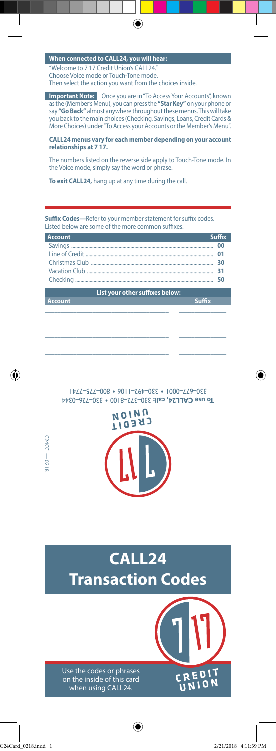**When connected to CALL24, you will hear:**

"Welcome to 7 17 Credit Union's CALL24."
Choose Voice mode or Touch-Tone mode.
Then select the action you want from the choices inside.

**Important Note:** Once you are in "To Access Your Accounts", known as the (Member's Menu), you can press the **"Star Key"** on your phone or say **"Go Back"** almost anywhere throughout these menus. This will take you back to the main choices (Checking, Savings, Loans, Credit Cards & More Choices) under "To Access your Accounts or the Member's Menu".

**CALL24 menus vary for each member depending on your account relationships at 7 17.**

The numbers listed on the reverse side apply to Touch-Tone mode. In the Voice mode, simply say the word or phrase.

**To exit CALL24,** hang up at any time during the call.

**Suffix Codes—**Refer to your member statement for suffix codes. Listed below are some of the more common suffixes.

| Account | Suffix |
|---|---|
| Savings | 00 |
| Line of Credit | 01 |
| Christmas Club | 30 |
| Vacation Club | 31 |
| Checking | 50 |

| List your other suffixes below: | |
|---|---|
| **Account** | **Suffix** |
| | |
| | |
| | |
| | |
| | |
| | |
| | |

**To use CALL24, call:** 330-372-8100 • 330-726-0344
330-677-0001 • 330-492-1106 • 800-775-7741

717 CREDIT UNION

C24CC — 0218

# CALL24 Transaction Codes

717 CREDIT UNION

Use the codes or phrases on the inside of this card when using CALL24.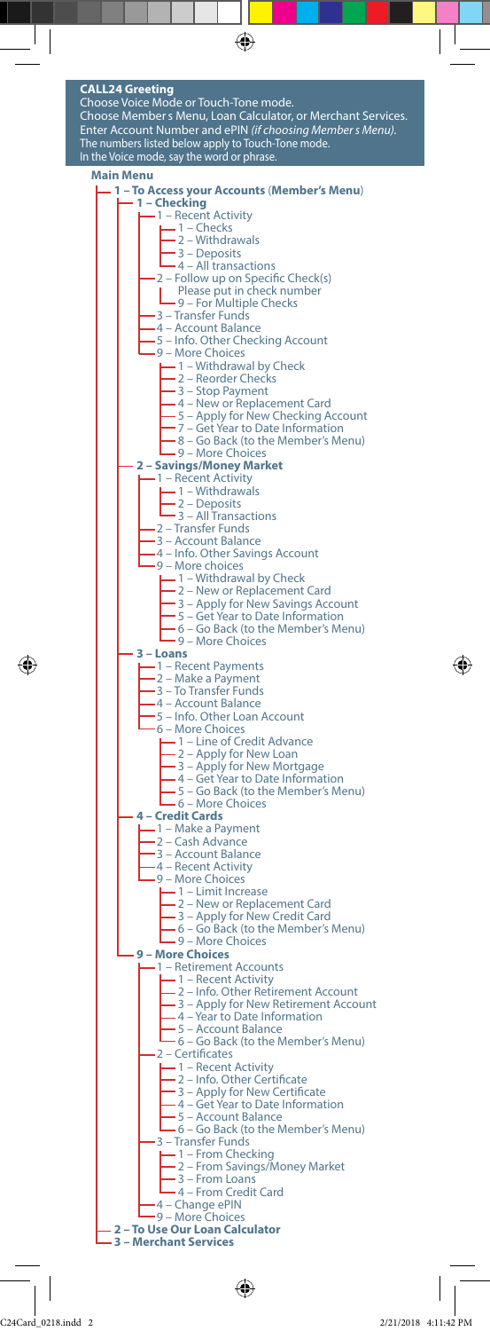## CALL24 Greeting

Choose Voice Mode or Touch-Tone mode.
Choose Member s Menu, Loan Calculator, or Merchant Services.
Enter Account Number and ePIN *(if choosing Member s Menu)*.
The numbers listed below apply to Touch-Tone mode.
In the Voice mode, say the word or phrase.

### Main Menu

- **1 – To Access your Accounts (Member's Menu)**
  - **1 – Checking**
    - 1 – Recent Activity
      - 1 – Checks
      - 2 – Withdrawals
      - 3 – Deposits
      - 4 – All transactions
    - 2 – Follow up on Specific Check(s)
      - Please put in check number
      - 9 – For Multiple Checks
    - 3 – Transfer Funds
    - 4 – Account Balance
    - 5 – Info. Other Checking Account
    - 9 – More Choices
      - 1 – Withdrawal by Check
      - 2 – Reorder Checks
      - 3 – Stop Payment
      - 4 – New or Replacement Card
      - 5 – Apply for New Checking Account
      - 7 – Get Year to Date Information
      - 8 – Go Back (to the Member's Menu)
      - 9 – More Choices
  - **2 – Savings/Money Market**
    - 1 – Recent Activity
      - 1 – Withdrawals
      - 2 – Deposits
      - 3 – All Transactions
    - 2 – Transfer Funds
    - 3 – Account Balance
    - 4 – Info. Other Savings Account
    - 9 – More choices
      - 1 – Withdrawal by Check
      - 2 – New or Replacement Card
      - 3 – Apply for New Savings Account
      - 5 – Get Year to Date Information
      - 6 – Go Back (to the Member's Menu)
      - 9 – More Choices
  - **3 – Loans**
    - 1 – Recent Payments
    - 2 – Make a Payment
    - 3 – To Transfer Funds
    - 4 – Account Balance
    - 5 – Info. Other Loan Account
    - 6 – More Choices
      - 1 – Line of Credit Advance
      - 2 – Apply for New Loan
      - 3 – Apply for New Mortgage
      - 4 – Get Year to Date Information
      - 5 – Go Back (to the Member's Menu)
      - 6 – More Choices
  - **4 – Credit Cards**
    - 1 – Make a Payment
    - 2 – Cash Advance
    - 3 – Account Balance
    - 4 – Recent Activity
    - 9 – More Choices
      - 1 – Limit Increase
      - 2 – New or Replacement Card
      - 3 – Apply for New Credit Card
      - 6 – Go Back (to the Member's Menu)
      - 9 – More Choices
  - **9 – More Choices**
    - 1 – Retirement Accounts
      - 1 – Recent Activity
      - 2 – Info. Other Retirement Account
      - 3 – Apply for New Retirement Account
      - 4 – Year to Date Information
      - 5 – Account Balance
      - 6 – Go Back (to the Member's Menu)
    - 2 – Certificates
      - 1 – Recent Activity
      - 2 – Info. Other Certificate
      - 3 – Apply for New Certificate
      - 4 – Get Year to Date Information
      - 5 – Account Balance
      - 6 – Go Back (to the Member's Menu)
    - 3 – Transfer Funds
      - 1 – From Checking
      - 2 – From Savings/Money Market
      - 3 – From Loans
      - 4 – From Credit Card
    - 4 – Change ePIN
    - 9 – More Choices
- **2 – To Use Our Loan Calculator**
- **3 – Merchant Services**